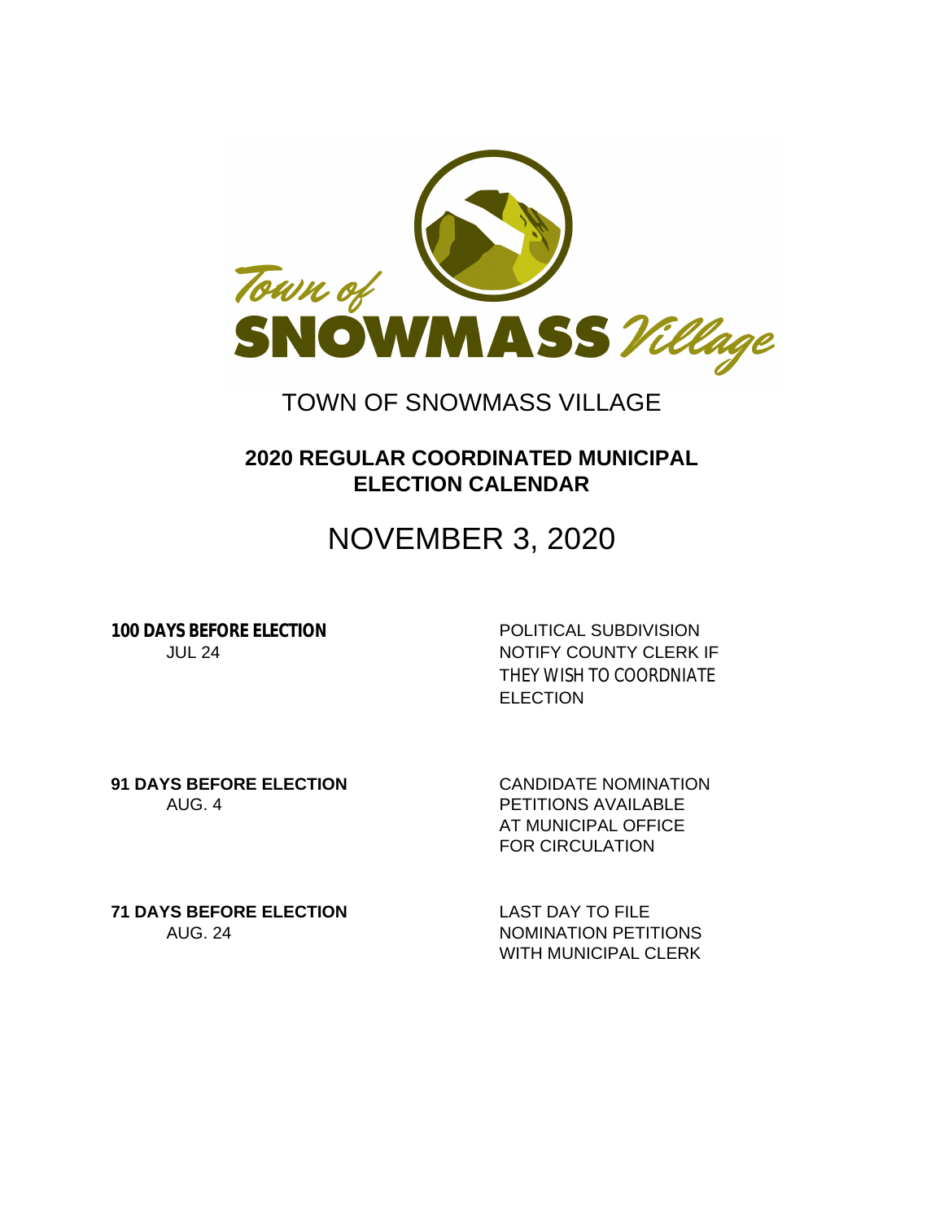# TOWN OF SNOWMASS VILLAGE

## 2020 REGULAR COORDINATED MUNICIPAL ELECTION CALENDAR

# NOVEMBER 3, 2020

| | |
|---|---|
| **100 DAYS BEFORE ELECTION**<br>JUL 24 | POLITICAL SUBDIVISION NOTIFY COUNTY CLERK IF THEY WISH TO COORDNIATE ELECTION |
| **91 DAYS BEFORE ELECTION**<br>AUG. 4 | CANDIDATE NOMINATION PETITIONS AVAILABLE AT MUNICIPAL OFFICE FOR CIRCULATION |
| **71 DAYS BEFORE ELECTION**<br>AUG. 24 | LAST DAY TO FILE NOMINATION PETITIONS WITH MUNICIPAL CLERK |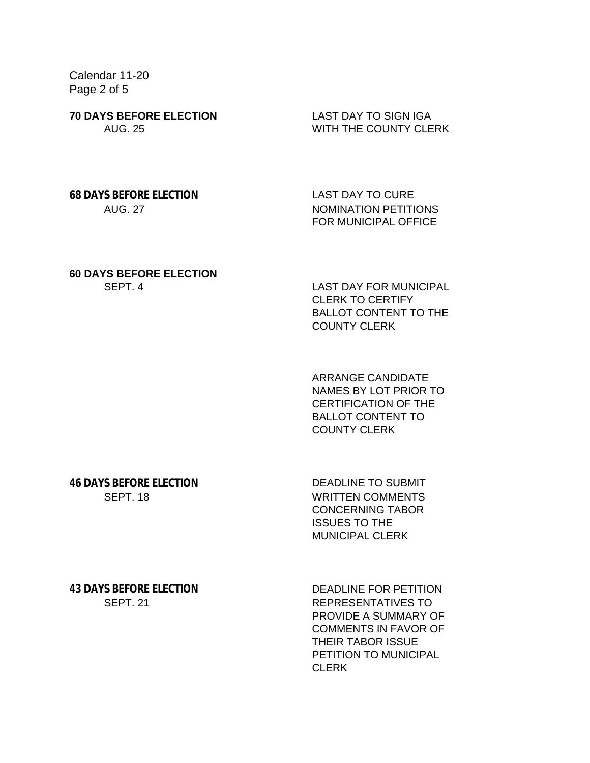**70 DAYS BEFORE ELECTION**
AUG. 25

LAST DAY TO SIGN IGA WITH THE COUNTY CLERK

**68 DAYS BEFORE ELECTION**
AUG. 27

LAST DAY TO CURE NOMINATION PETITIONS FOR MUNICIPAL OFFICE

**60 DAYS BEFORE ELECTION**
SEPT. 4

LAST DAY FOR MUNICIPAL CLERK TO CERTIFY BALLOT CONTENT TO THE COUNTY CLERK

ARRANGE CANDIDATE NAMES BY LOT PRIOR TO CERTIFICATION OF THE BALLOT CONTENT TO COUNTY CLERK

**46 DAYS BEFORE ELECTION**
SEPT. 18

DEADLINE TO SUBMIT WRITTEN COMMENTS CONCERNING TABOR ISSUES TO THE MUNICIPAL CLERK

**43 DAYS BEFORE ELECTION**
SEPT. 21

DEADLINE FOR PETITION REPRESENTATIVES TO PROVIDE A SUMMARY OF COMMENTS IN FAVOR OF THEIR TABOR ISSUE PETITION TO MUNICIPAL CLERK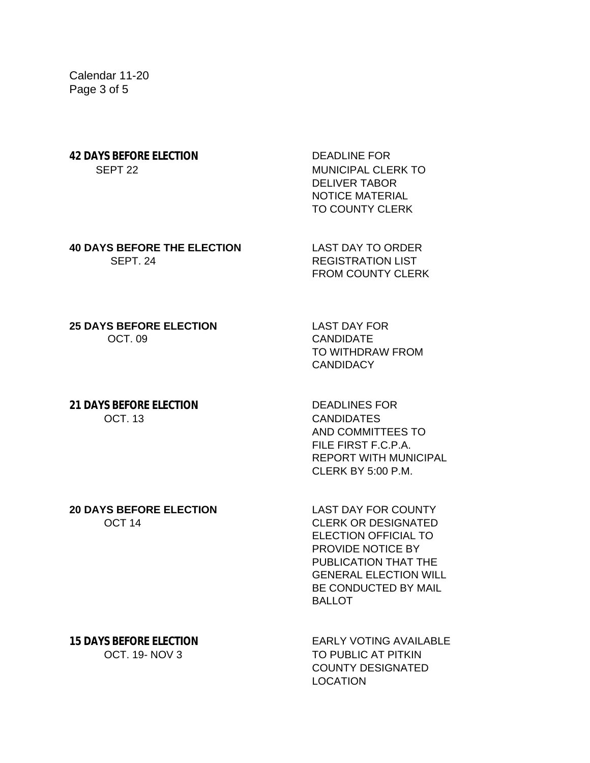| | |
|---|---|
| **42 DAYS BEFORE ELECTION**<br>SEPT 22 | DEADLINE FOR MUNICIPAL CLERK TO DELIVER TABOR NOTICE MATERIAL TO COUNTY CLERK |
| **40 DAYS BEFORE THE ELECTION**<br>SEPT. 24 | LAST DAY TO ORDER REGISTRATION LIST FROM COUNTY CLERK |
| **25 DAYS BEFORE ELECTION**<br>OCT. 09 | LAST DAY FOR CANDIDATE TO WITHDRAW FROM CANDIDACY |
| **21 DAYS BEFORE ELECTION**<br>OCT. 13 | DEADLINES FOR CANDIDATES AND COMMITTEES TO FILE FIRST F.C.P.A. REPORT WITH MUNICIPAL CLERK BY 5:00 P.M. |
| **20 DAYS BEFORE ELECTION**<br>OCT 14 | LAST DAY FOR COUNTY CLERK OR DESIGNATED ELECTION OFFICIAL TO PROVIDE NOTICE BY PUBLICATION THAT THE GENERAL ELECTION WILL BE CONDUCTED BY MAIL BALLOT |
| **15 DAYS BEFORE ELECTION**<br>OCT. 19- NOV 3 | EARLY VOTING AVAILABLE TO PUBLIC AT PITKIN COUNTY DESIGNATED LOCATION |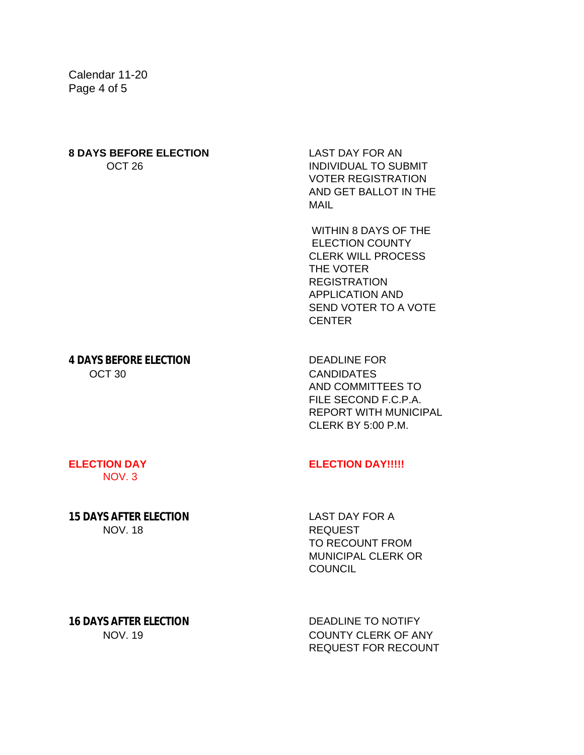| | |
|---|---|
| **8 DAYS BEFORE ELECTION**<br>OCT 26 | LAST DAY FOR AN INDIVIDUAL TO SUBMIT VOTER REGISTRATION AND GET BALLOT IN THE MAIL<br><br>WITHIN 8 DAYS OF THE ELECTION COUNTY CLERK WILL PROCESS THE VOTER REGISTRATION APPLICATION AND SEND VOTER TO A VOTE CENTER |
| **4 DAYS BEFORE ELECTION**<br>OCT 30 | DEADLINE FOR CANDIDATES AND COMMITTEES TO FILE SECOND F.C.P.A. REPORT WITH MUNICIPAL CLERK BY 5:00 P.M. |
| **ELECTION DAY**<br>NOV. 3 | **ELECTION DAY!!!!!** |
| **15 DAYS AFTER ELECTION**<br>NOV. 18 | LAST DAY FOR A REQUEST TO RECOUNT FROM MUNICIPAL CLERK OR COUNCIL |
| **16 DAYS AFTER ELECTION**<br>NOV. 19 | DEADLINE TO NOTIFY COUNTY CLERK OF ANY REQUEST FOR RECOUNT |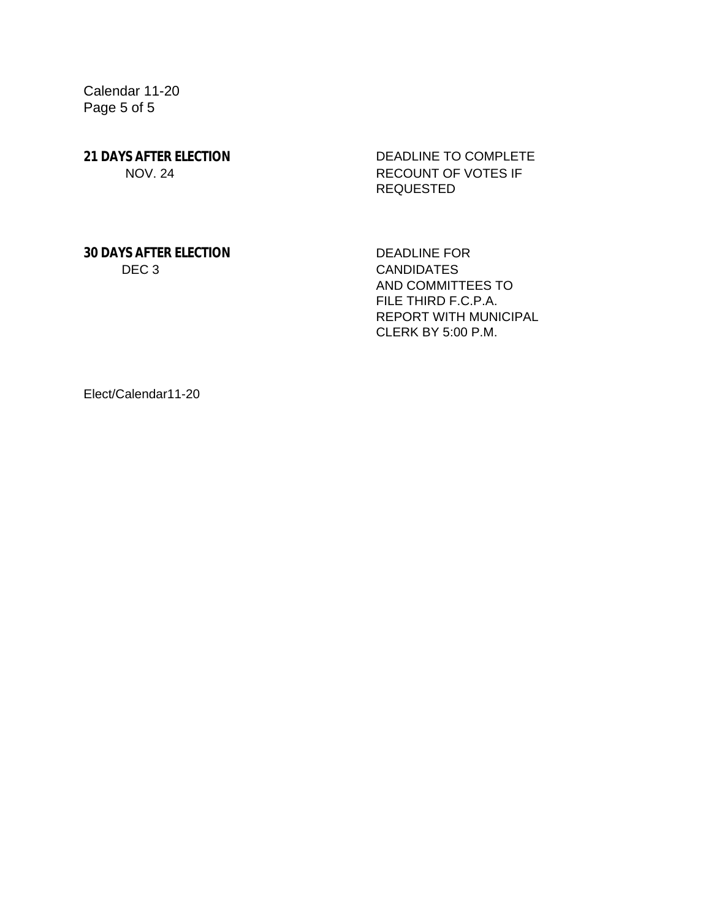**21 DAYS AFTER ELECTION**
NOV. 24

DEADLINE TO COMPLETE RECOUNT OF VOTES IF REQUESTED

**30 DAYS AFTER ELECTION**
DEC 3

DEADLINE FOR CANDIDATES AND COMMITTEES TO FILE THIRD F.C.P.A. REPORT WITH MUNICIPAL CLERK BY 5:00 P.M.

Elect/Calendar11-20